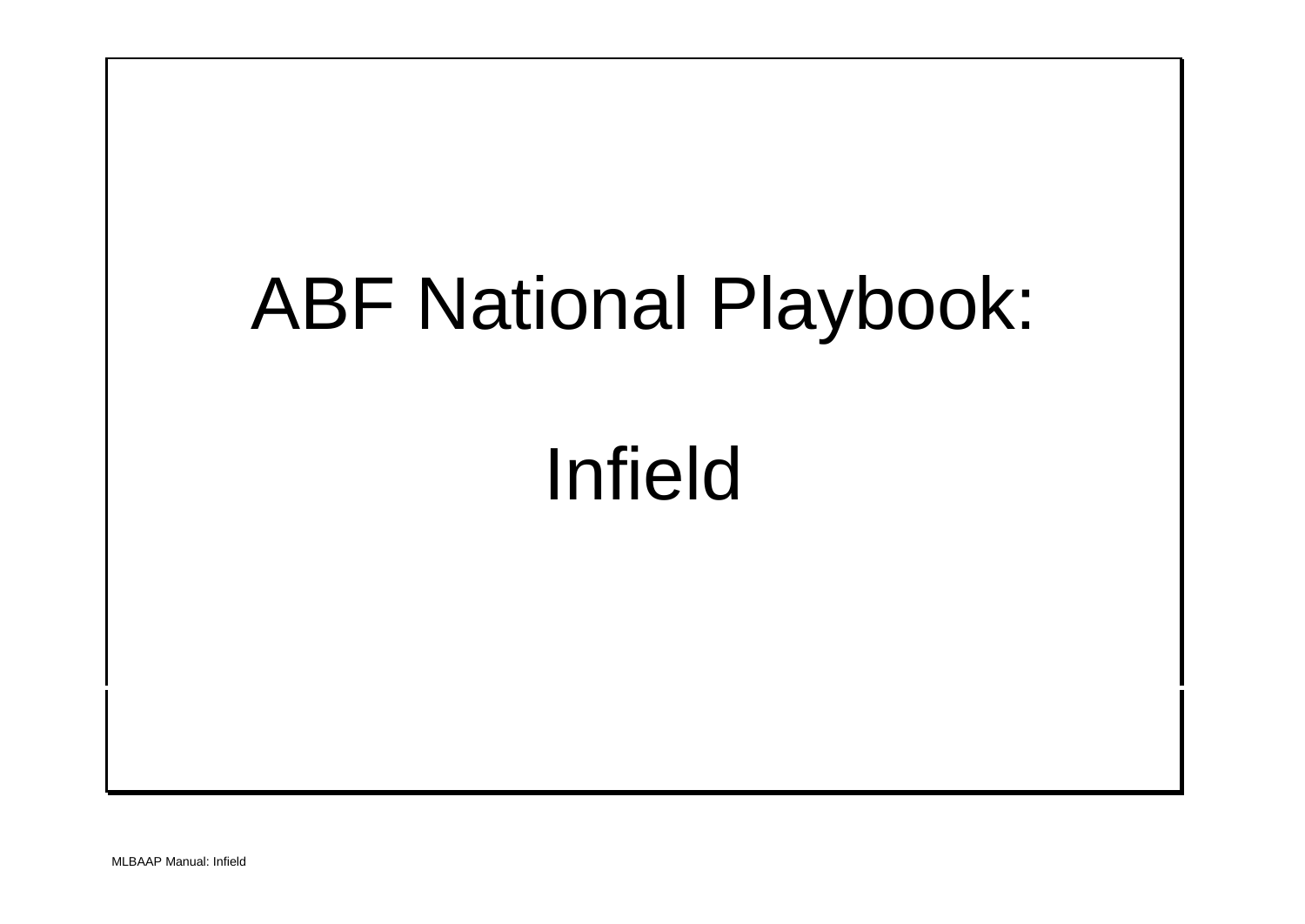# ABF National Playbook:

# Infield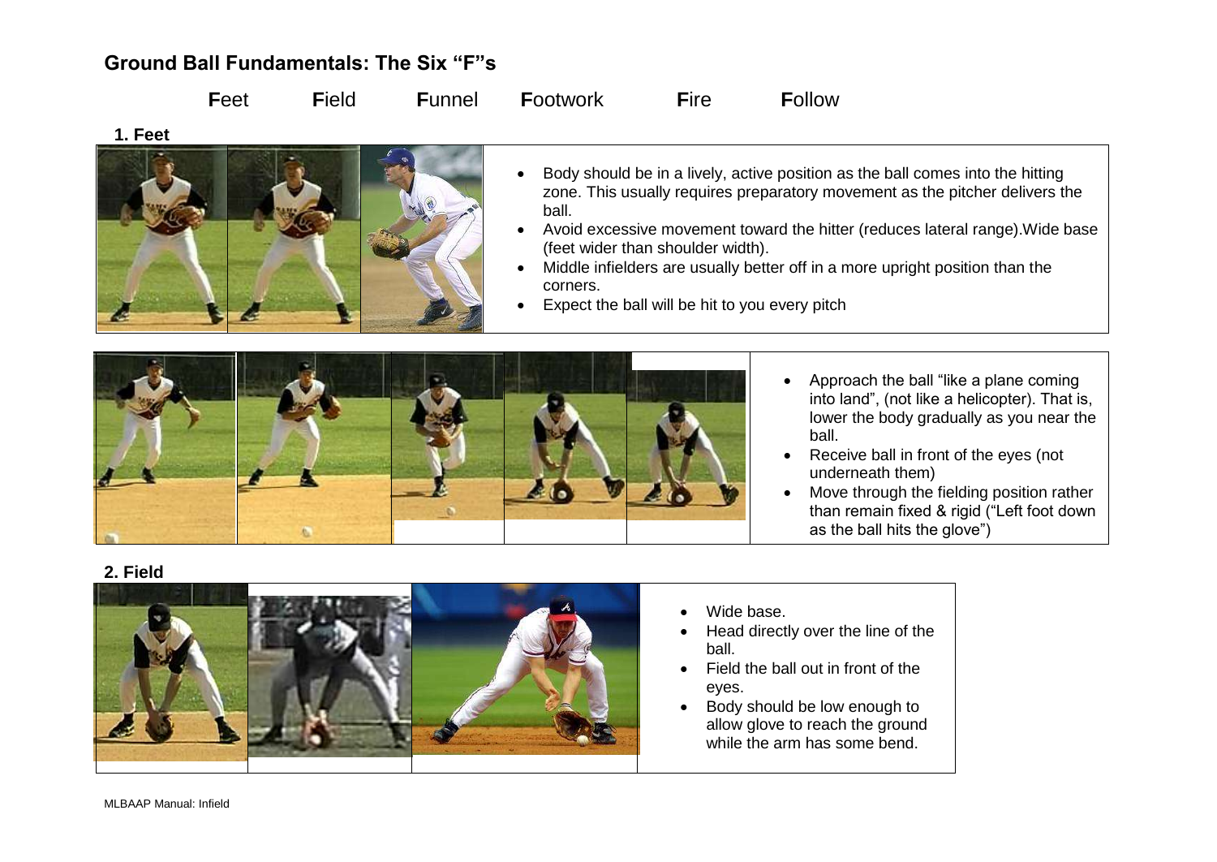## Ground Ball Fundamentals: The Six "F"s

**F**eet **F**ield **F**unnel **F**ootwork **F**ire **F**ollow

### 1. Feet

- Body should be in a lively, active position as the ball comes into the hitting zone. This usually requires preparatory movement as the pitcher delivers the ball.
- Avoid excessive movement toward the hitter (reduces lateral range).Wide base (feet wider than shoulder width).
- Middle infielders are usually better off in a more upright position than the corners.
- Expect the ball will be hit to you every pitch

- Approach the ball "like a plane coming into land", (not like a helicopter). That is, lower the body gradually as you near the ball.
- Receive ball in front of the eyes (not underneath them)
- Move through the fielding position rather than remain fixed & rigid ("Left foot down as the ball hits the glove")

### 2. Field

- Wide base.
- Head directly over the line of the ball.
- Field the ball out in front of the eyes.
- Body should be low enough to allow glove to reach the ground while the arm has some bend.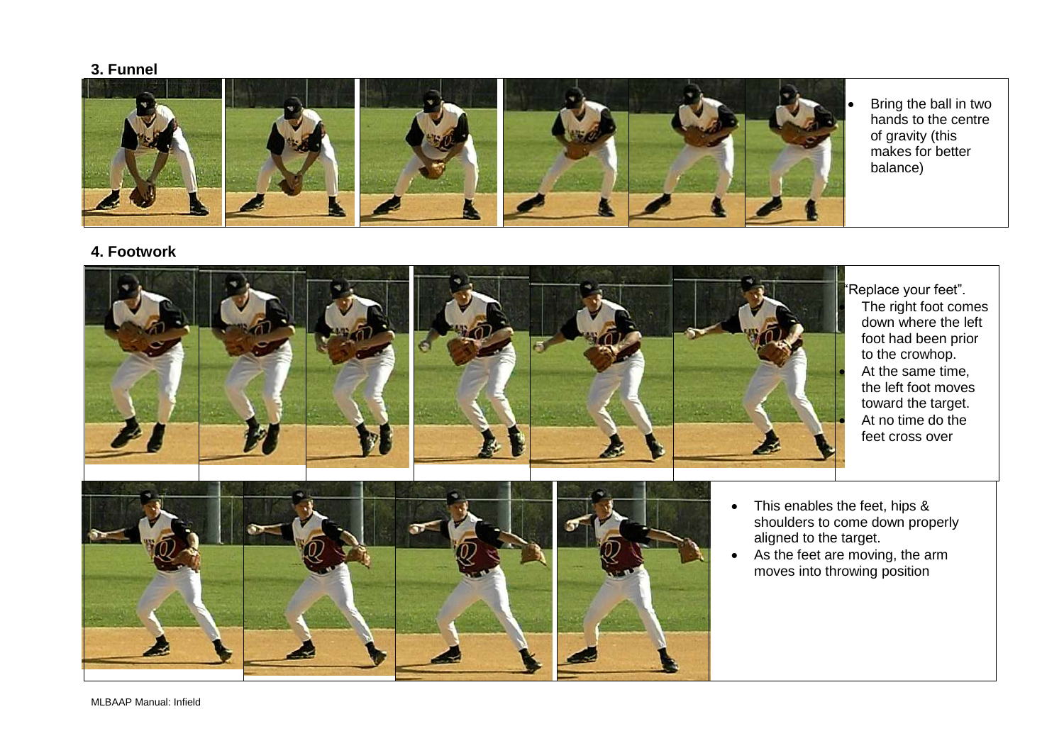### 3. Funnel

- Bring the ball in two hands to the centre of gravity (this makes for better balance)

### 4. Footwork

"Replace your feet".

- The right foot comes down where the left foot had been prior to the crowhop.
- At the same time, the left foot moves toward the target.
- At no time do the feet cross over

- This enables the feet, hips & shoulders to come down properly aligned to the target.
- As the feet are moving, the arm moves into throwing position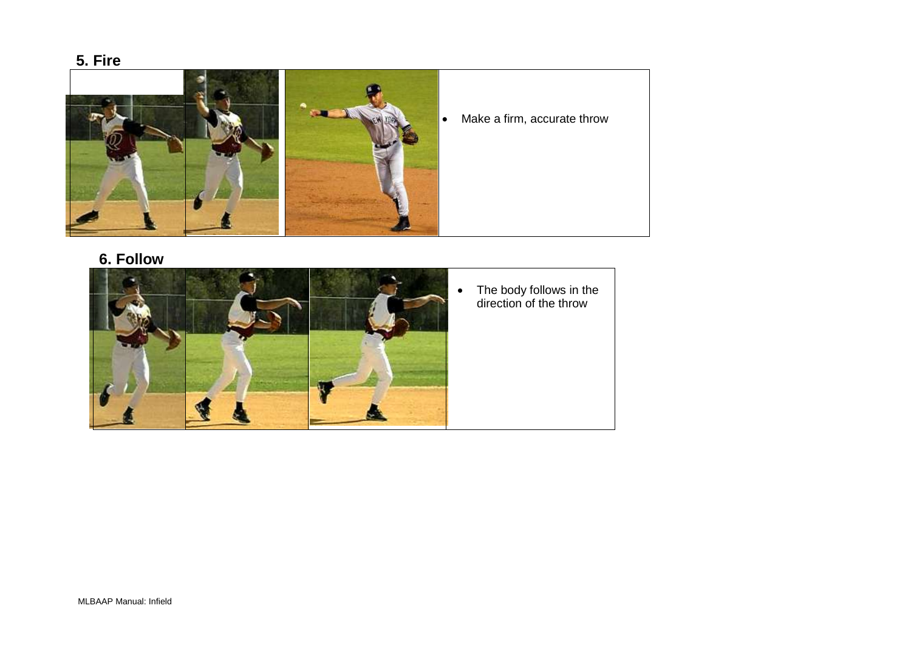## 5. Fire

- Make a firm, accurate throw

## 6. Follow

- The body follows in the direction of the throw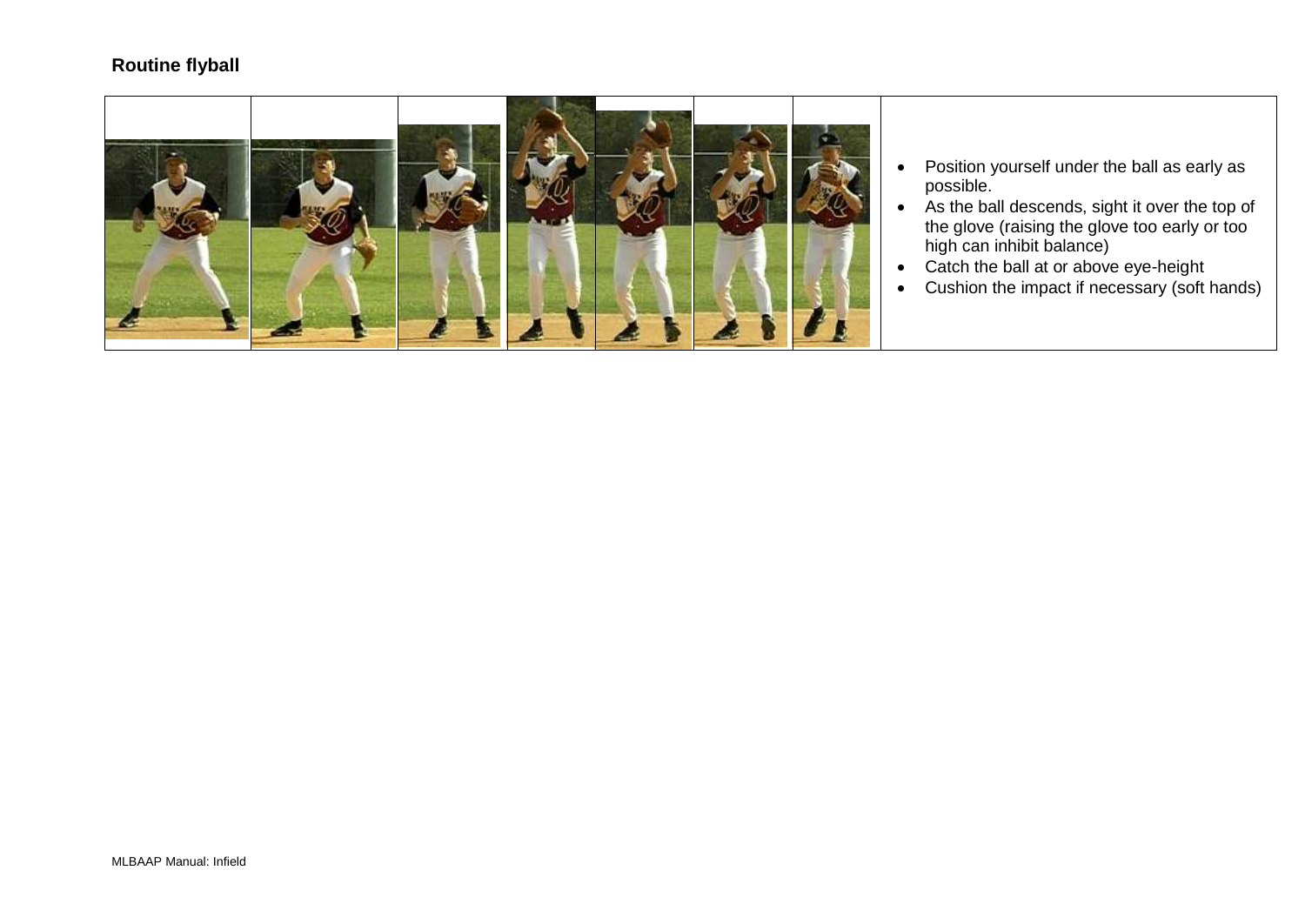## Routine flyball

- Position yourself under the ball as early as possible.
- As the ball descends, sight it over the top of the glove (raising the glove too early or too high can inhibit balance)
- Catch the ball at or above eye-height
- Cushion the impact if necessary (soft hands)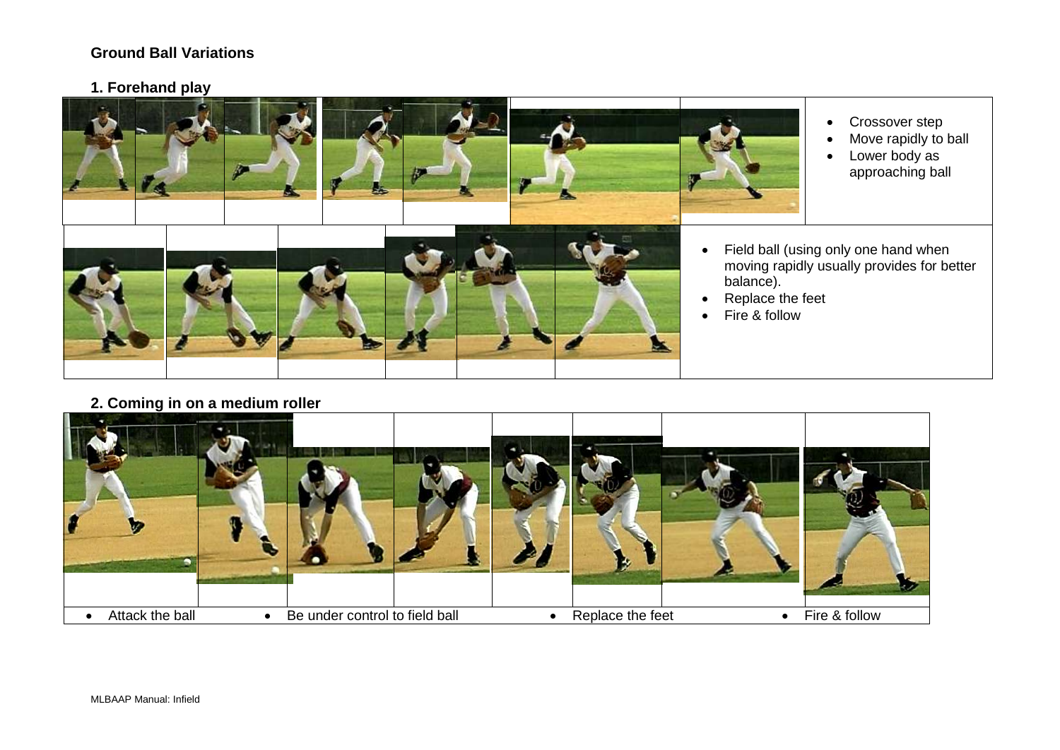## Ground Ball Variations

### 1. Forehand play

- Crossover step
- Move rapidly to ball
- Lower body as approaching ball

- Field ball (using only one hand when moving rapidly usually provides for better balance).
- Replace the feet
- Fire & follow

### 2. Coming in on a medium roller

- Attack the ball
- Be under control to field ball
- Replace the feet
- Fire & follow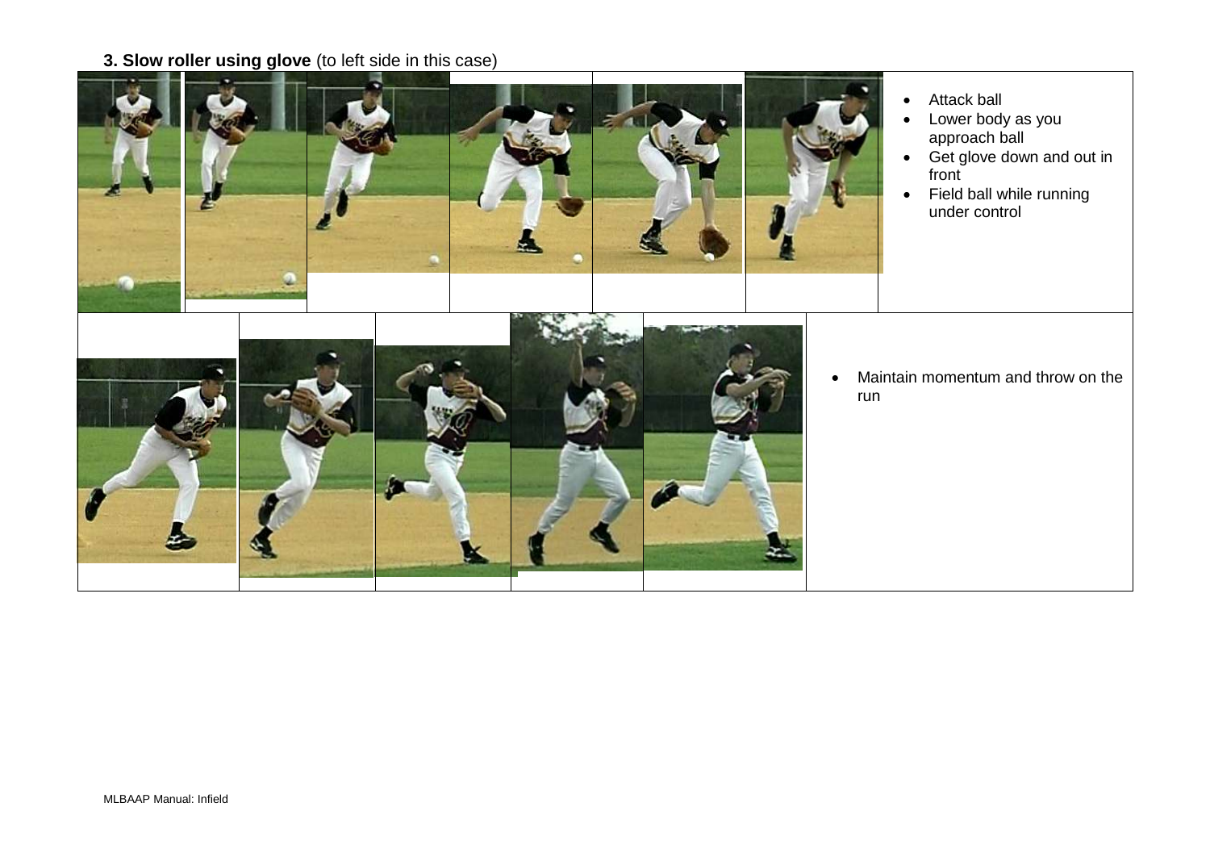### **3. Slow roller using glove** (to left side in this case)

- Attack ball
- Lower body as you approach ball
- Get glove down and out in front
- Field ball while running under control

- Maintain momentum and throw on the run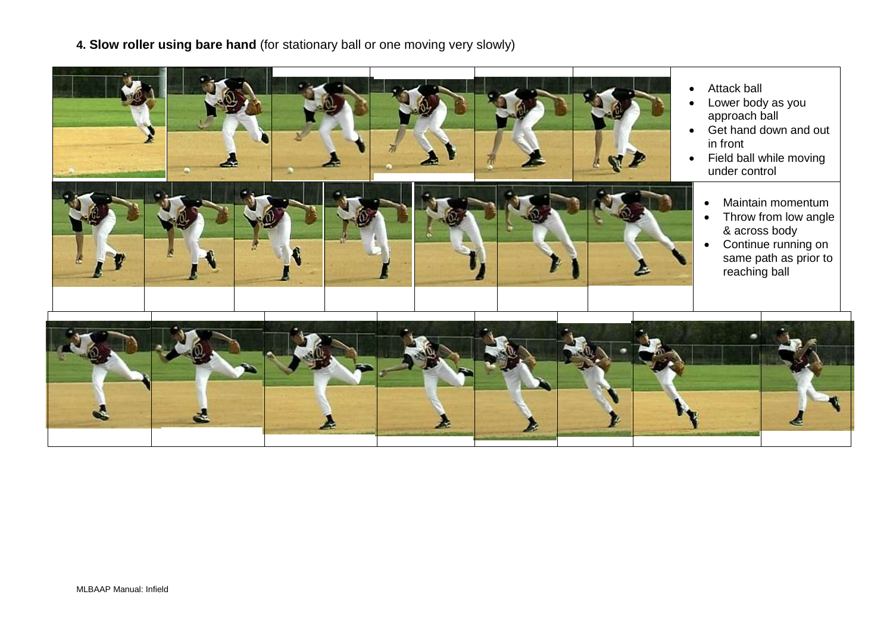**4. Slow roller using bare hand** (for stationary ball or one moving very slowly)

- Attack ball
- Lower body as you approach ball
- Get hand down and out in front
- Field ball while moving under control

- Maintain momentum
- Throw from low angle & across body
- Continue running on same path as prior to reaching ball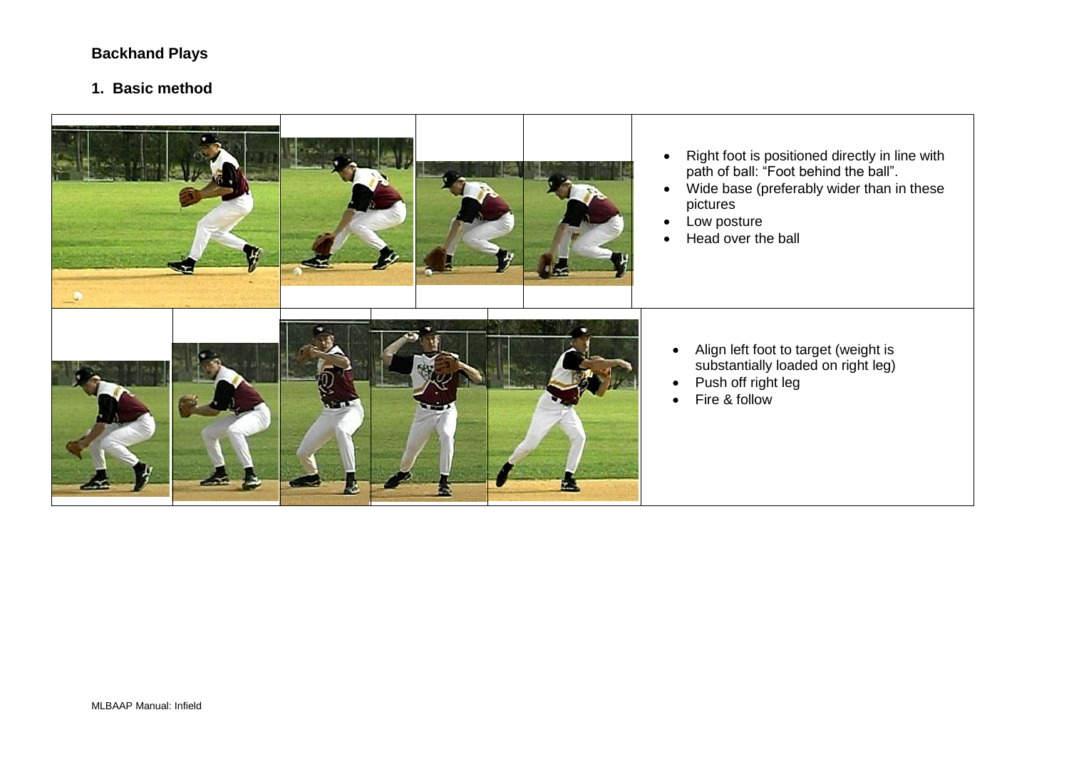## Backhand Plays

### 1. Basic method

- Right foot is positioned directly in line with path of ball: “Foot behind the ball”.
- Wide base (preferably wider than in these pictures
- Low posture
- Head over the ball

- Align left foot to target (weight is substantially loaded on right leg)
- Push off right leg
- Fire & follow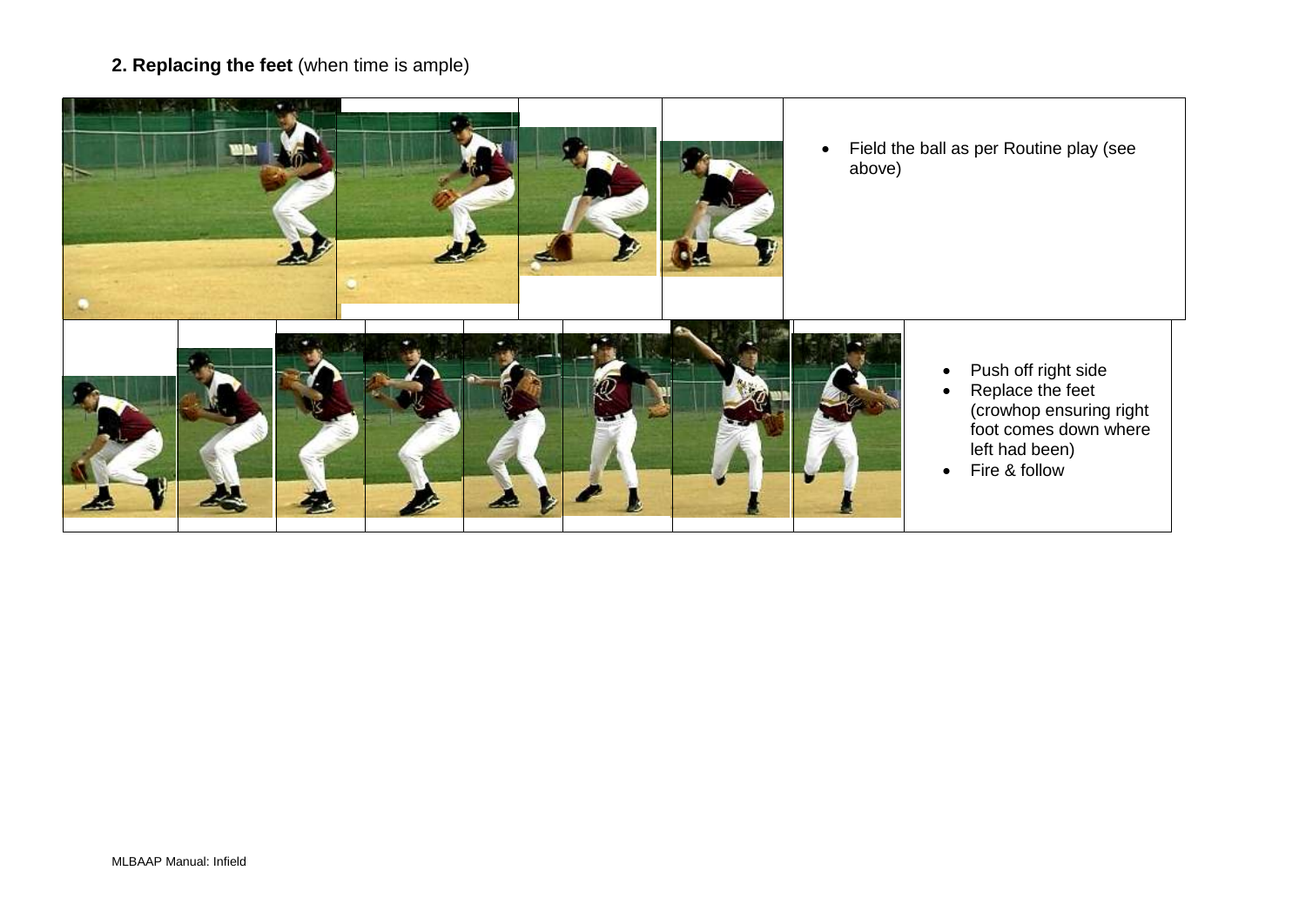**2. Replacing the feet** (when time is ample)

- Field the ball as per Routine play (see above)

- Push off right side
- Replace the feet (crowhop ensuring right foot comes down where left had been)
- Fire & follow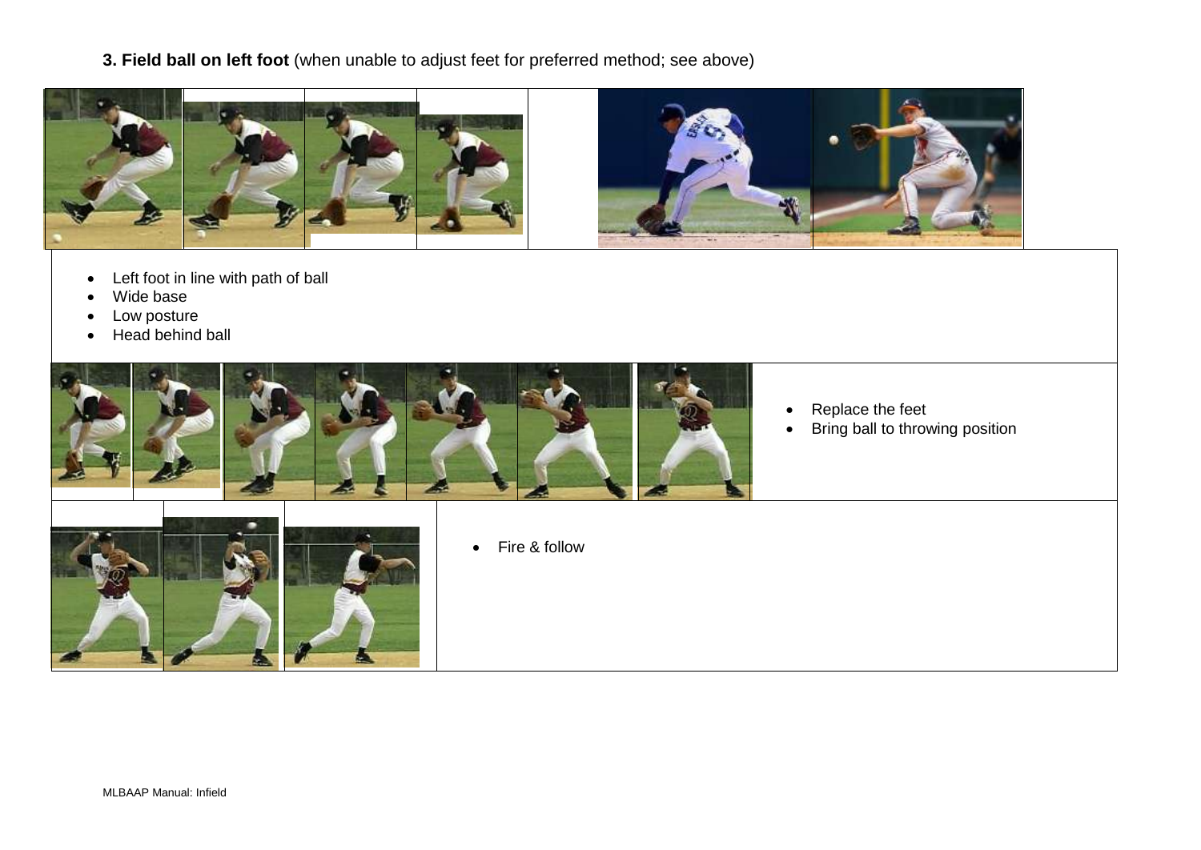**3. Field ball on left foot** (when unable to adjust feet for preferred method; see above)

- Left foot in line with path of ball
- Wide base
- Low posture
- Head behind ball

- Replace the feet
- Bring ball to throwing position

- Fire & follow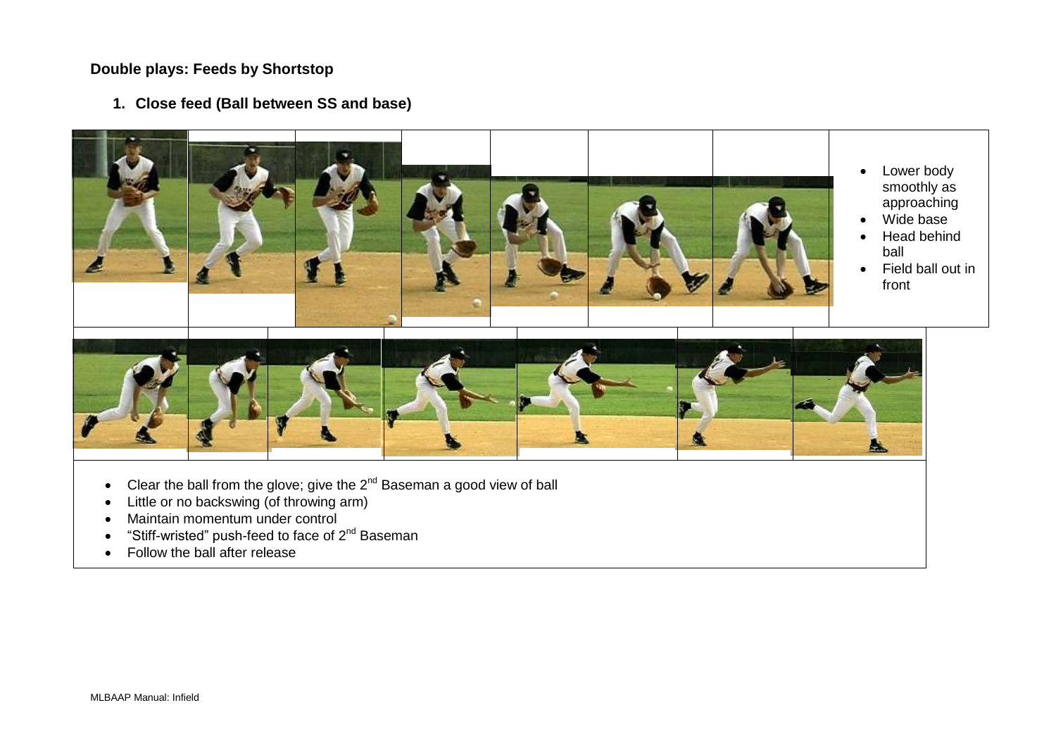## Double plays: Feeds by Shortstop

### 1. Close feed (Ball between SS and base)

- Lower body smoothly as approaching
- Wide base
- Head behind ball
- Field ball out in front

- Clear the ball from the glove; give the 2nd Baseman a good view of ball
- Little or no backswing (of throwing arm)
- Maintain momentum under control
- "Stiff-wristed" push-feed to face of 2nd Baseman
- Follow the ball after release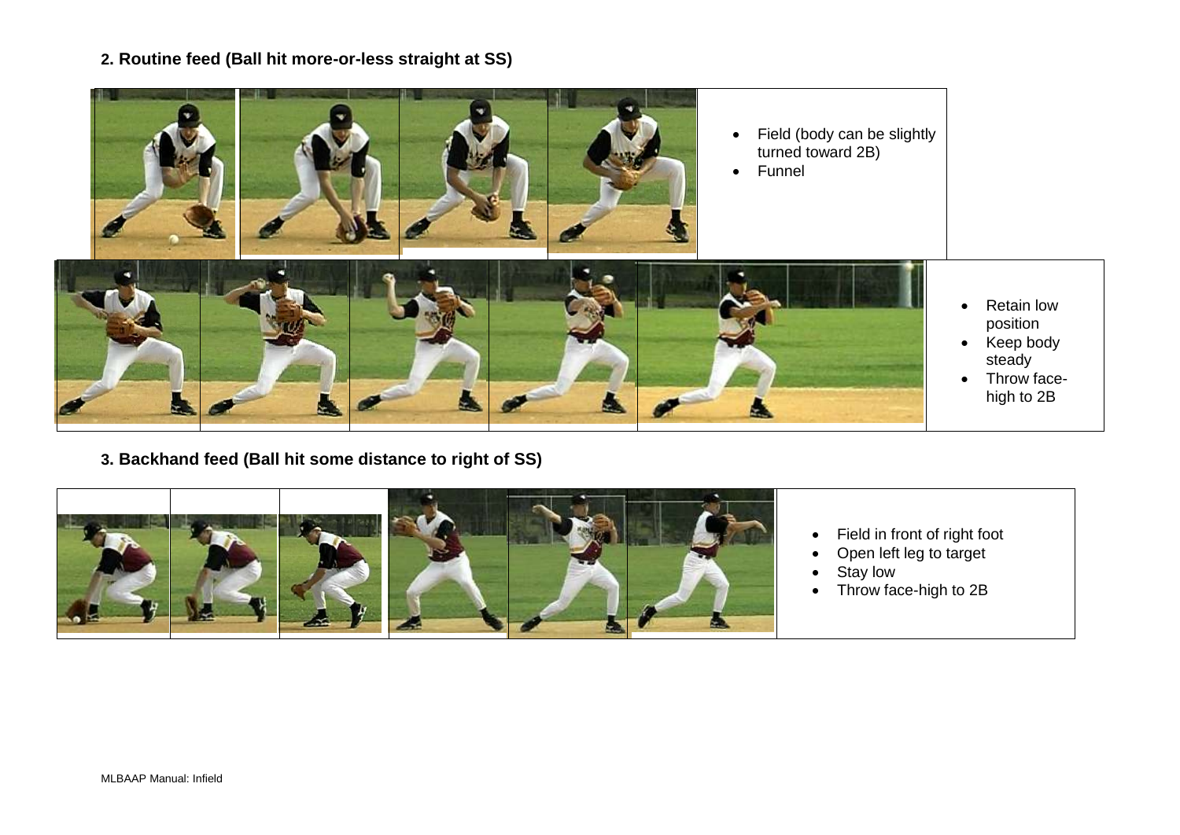**2. Routine feed (Ball hit more-or-less straight at SS)**

- Field (body can be slightly turned toward 2B)
- Funnel

- Retain low position
- Keep body steady
- Throw face-high to 2B

**3. Backhand feed (Ball hit some distance to right of SS)**

- Field in front of right foot
- Open left leg to target
- Stay low
- Throw face-high to 2B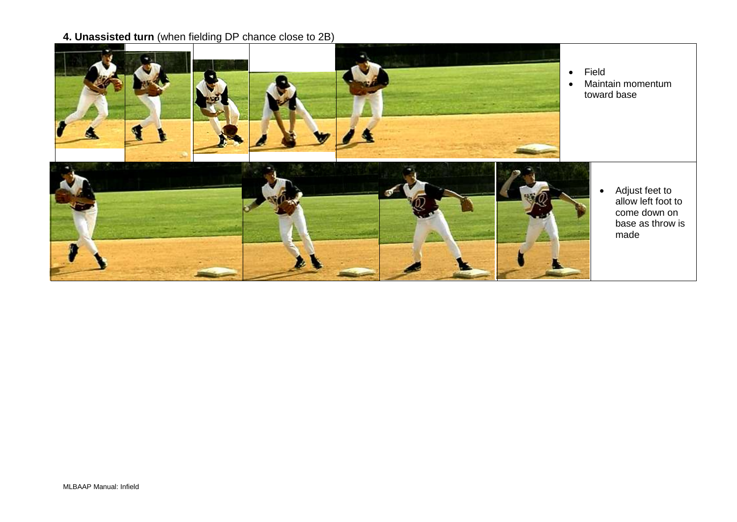**4. Unassisted turn** (when fielding DP chance close to 2B)

- Field
- Maintain momentum toward base

- Adjust feet to allow left foot to come down on base as throw is made